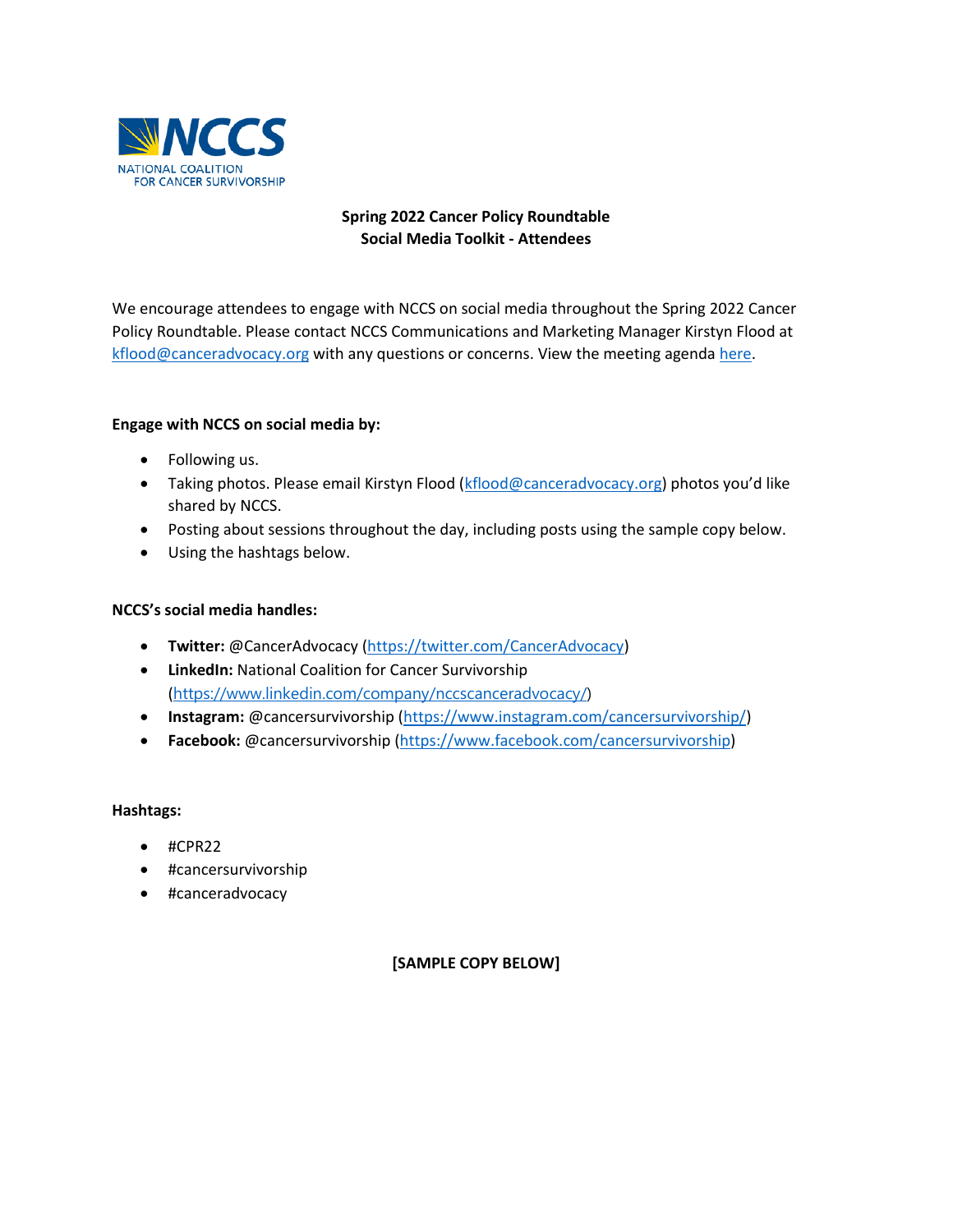NCCS
NATIONAL COALITION FOR CANCER SURVIVORSHIP

# Spring 2022 Cancer Policy Roundtable
## Social Media Toolkit - Attendees

We encourage attendees to engage with NCCS on social media throughout the Spring 2022 Cancer Policy Roundtable. Please contact NCCS Communications and Marketing Manager Kirstyn Flood at kflood@canceradvocacy.org with any questions or concerns. View the meeting agenda here.

**Engage with NCCS on social media by:**

- Following us.
- Taking photos. Please email Kirstyn Flood (kflood@canceradvocacy.org) photos you'd like shared by NCCS.
- Posting about sessions throughout the day, including posts using the sample copy below.
- Using the hashtags below.

**NCCS's social media handles:**

- **Twitter:** @CancerAdvocacy (https://twitter.com/CancerAdvocacy)
- **LinkedIn:** National Coalition for Cancer Survivorship (https://www.linkedin.com/company/nccscanceradvocacy/)
- **Instagram:** @cancersurvivorship (https://www.instagram.com/cancersurvivorship/)
- **Facebook:** @cancersurvivorship (https://www.facebook.com/cancersurvivorship)

**Hashtags:**

- #CPR22
- #cancersurvivorship
- #canceradvocacy

**[SAMPLE COPY BELOW]**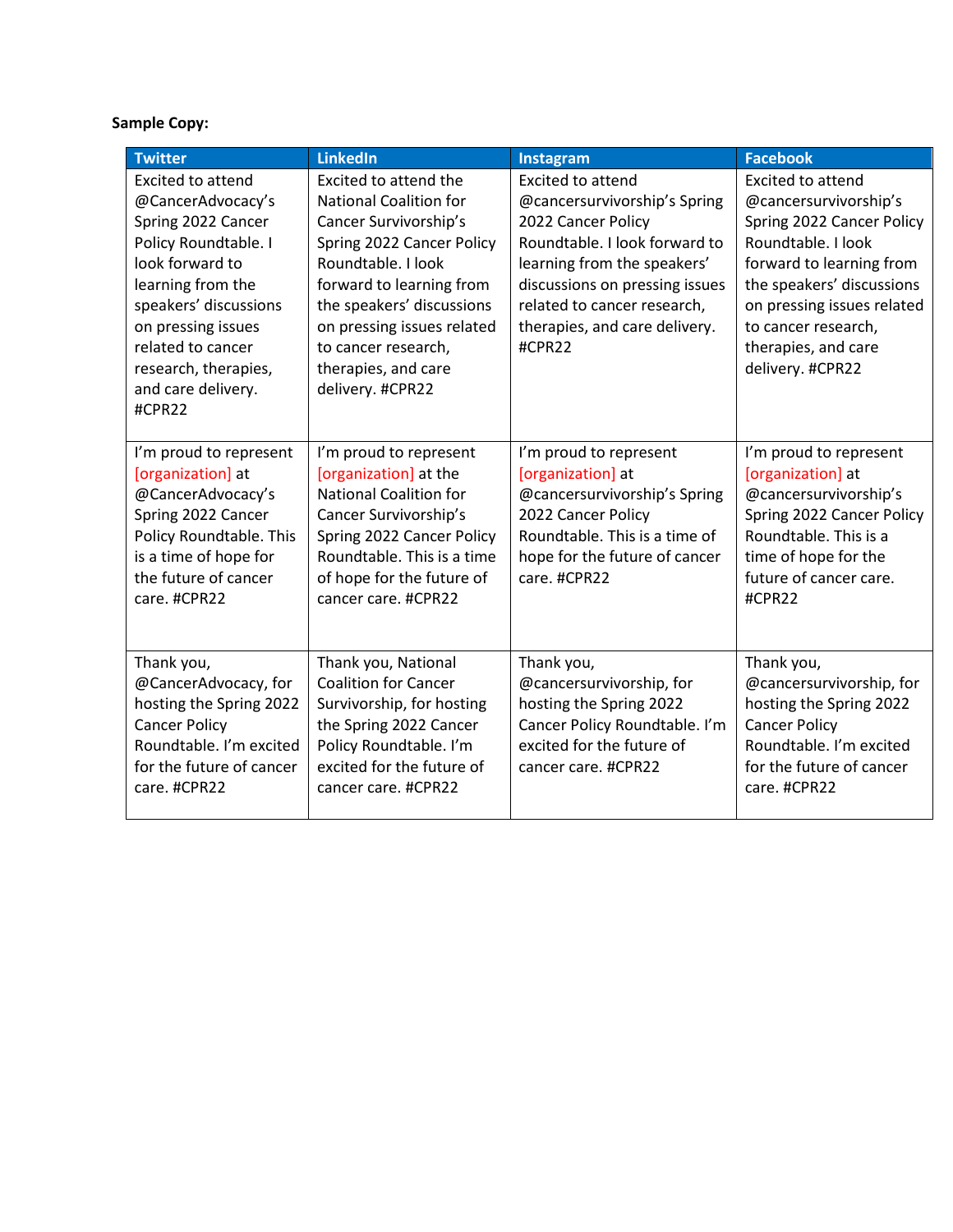**Sample Copy:**

| Twitter | LinkedIn | Instagram | Facebook |
| --- | --- | --- | --- |
| Excited to attend @CancerAdvocacy's Spring 2022 Cancer Policy Roundtable. I look forward to learning from the speakers' discussions on pressing issues related to cancer research, therapies, and care delivery. #CPR22 | Excited to attend the National Coalition for Cancer Survivorship's Spring 2022 Cancer Policy Roundtable. I look forward to learning from the speakers' discussions on pressing issues related to cancer research, therapies, and care delivery. #CPR22 | Excited to attend @cancersurvivorship's Spring 2022 Cancer Policy Roundtable. I look forward to learning from the speakers' discussions on pressing issues related to cancer research, therapies, and care delivery. #CPR22 | Excited to attend @cancersurvivorship's Spring 2022 Cancer Policy Roundtable. I look forward to learning from the speakers' discussions on pressing issues related to cancer research, therapies, and care delivery. #CPR22 |
| I'm proud to represent [organization] at @CancerAdvocacy's Spring 2022 Cancer Policy Roundtable. This is a time of hope for the future of cancer care. #CPR22 | I'm proud to represent [organization] at the National Coalition for Cancer Survivorship's Spring 2022 Cancer Policy Roundtable. This is a time of hope for the future of cancer care. #CPR22 | I'm proud to represent [organization] at @cancersurvivorship's Spring 2022 Cancer Policy Roundtable. This is a time of hope for the future of cancer care. #CPR22 | I'm proud to represent [organization] at @cancersurvivorship's Spring 2022 Cancer Policy Roundtable. This is a time of hope for the future of cancer care. #CPR22 |
| Thank you, @CancerAdvocacy, for hosting the Spring 2022 Cancer Policy Roundtable. I'm excited for the future of cancer care. #CPR22 | Thank you, National Coalition for Cancer Survivorship, for hosting the Spring 2022 Cancer Policy Roundtable. I'm excited for the future of cancer care. #CPR22 | Thank you, @cancersurvivorship, for hosting the Spring 2022 Cancer Policy Roundtable. I'm excited for the future of cancer care. #CPR22 | Thank you, @cancersurvivorship, for hosting the Spring 2022 Cancer Policy Roundtable. I'm excited for the future of cancer care. #CPR22 |